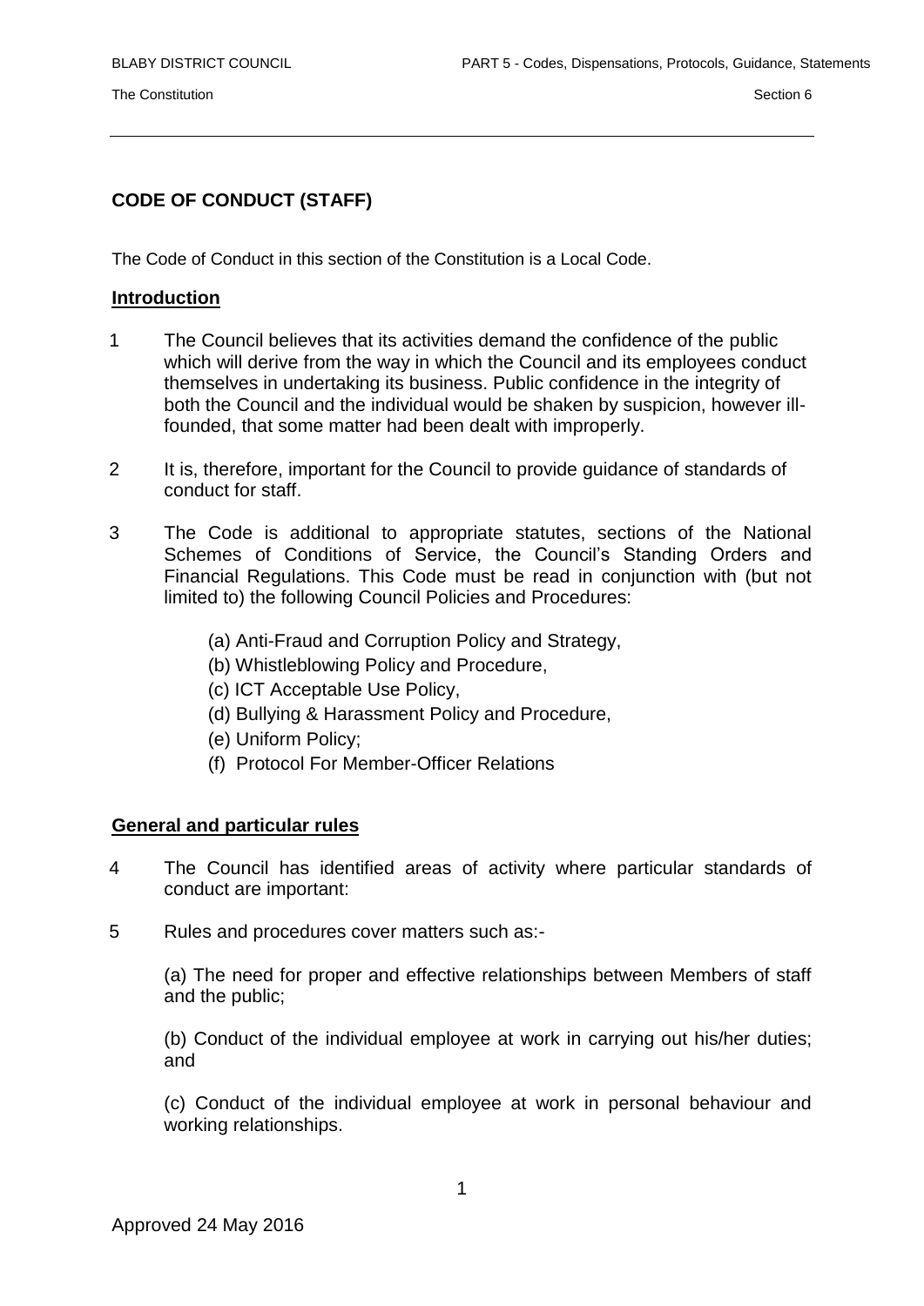# CODE OF CONDUCT (STAFF)

The Code of Conduct in this section of the Constitution is a Local Code.

## Introduction

1 The Council believes that its activities demand the confidence of the public which will derive from the way in which the Council and its employees conduct themselves in undertaking its business. Public confidence in the integrity of both the Council and the individual would be shaken by suspicion, however ill-founded, that some matter had been dealt with improperly.

2 It is, therefore, important for the Council to provide guidance of standards of conduct for staff.

3 The Code is additional to appropriate statutes, sections of the National Schemes of Conditions of Service, the Council's Standing Orders and Financial Regulations. This Code must be read in conjunction with (but not limited to) the following Council Policies and Procedures:

(a) Anti-Fraud and Corruption Policy and Strategy,
(b) Whistleblowing Policy and Procedure,
(c) ICT Acceptable Use Policy,
(d) Bullying & Harassment Policy and Procedure,
(e) Uniform Policy;
(f) Protocol For Member-Officer Relations

## General and particular rules

4 The Council has identified areas of activity where particular standards of conduct are important:

5 Rules and procedures cover matters such as:-

(a) The need for proper and effective relationships between Members of staff and the public;

(b) Conduct of the individual employee at work in carrying out his/her duties; and

(c) Conduct of the individual employee at work in personal behaviour and working relationships.

Approved 24 May 2016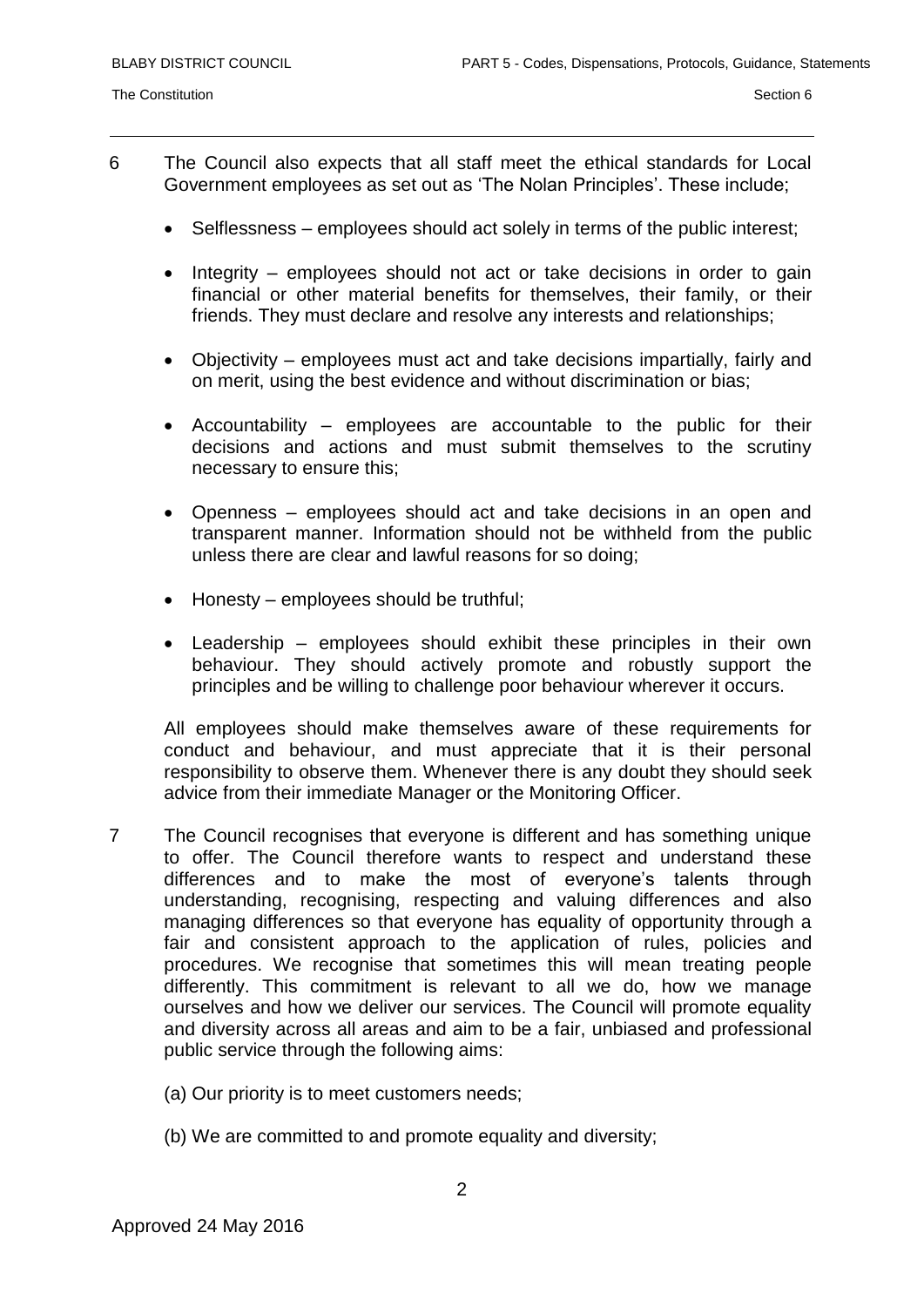6 The Council also expects that all staff meet the ethical standards for Local Government employees as set out as 'The Nolan Principles'. These include;

- Selflessness – employees should act solely in terms of the public interest;
- Integrity – employees should not act or take decisions in order to gain financial or other material benefits for themselves, their family, or their friends. They must declare and resolve any interests and relationships;
- Objectivity – employees must act and take decisions impartially, fairly and on merit, using the best evidence and without discrimination or bias;
- Accountability – employees are accountable to the public for their decisions and actions and must submit themselves to the scrutiny necessary to ensure this;
- Openness – employees should act and take decisions in an open and transparent manner. Information should not be withheld from the public unless there are clear and lawful reasons for so doing;
- Honesty – employees should be truthful;
- Leadership – employees should exhibit these principles in their own behaviour. They should actively promote and robustly support the principles and be willing to challenge poor behaviour wherever it occurs.

All employees should make themselves aware of these requirements for conduct and behaviour, and must appreciate that it is their personal responsibility to observe them. Whenever there is any doubt they should seek advice from their immediate Manager or the Monitoring Officer.

7 The Council recognises that everyone is different and has something unique to offer. The Council therefore wants to respect and understand these differences and to make the most of everyone's talents through understanding, recognising, respecting and valuing differences and also managing differences so that everyone has equality of opportunity through a fair and consistent approach to the application of rules, policies and procedures. We recognise that sometimes this will mean treating people differently. This commitment is relevant to all we do, how we manage ourselves and how we deliver our services. The Council will promote equality and diversity across all areas and aim to be a fair, unbiased and professional public service through the following aims:

(a) Our priority is to meet customers needs;

(b) We are committed to and promote equality and diversity;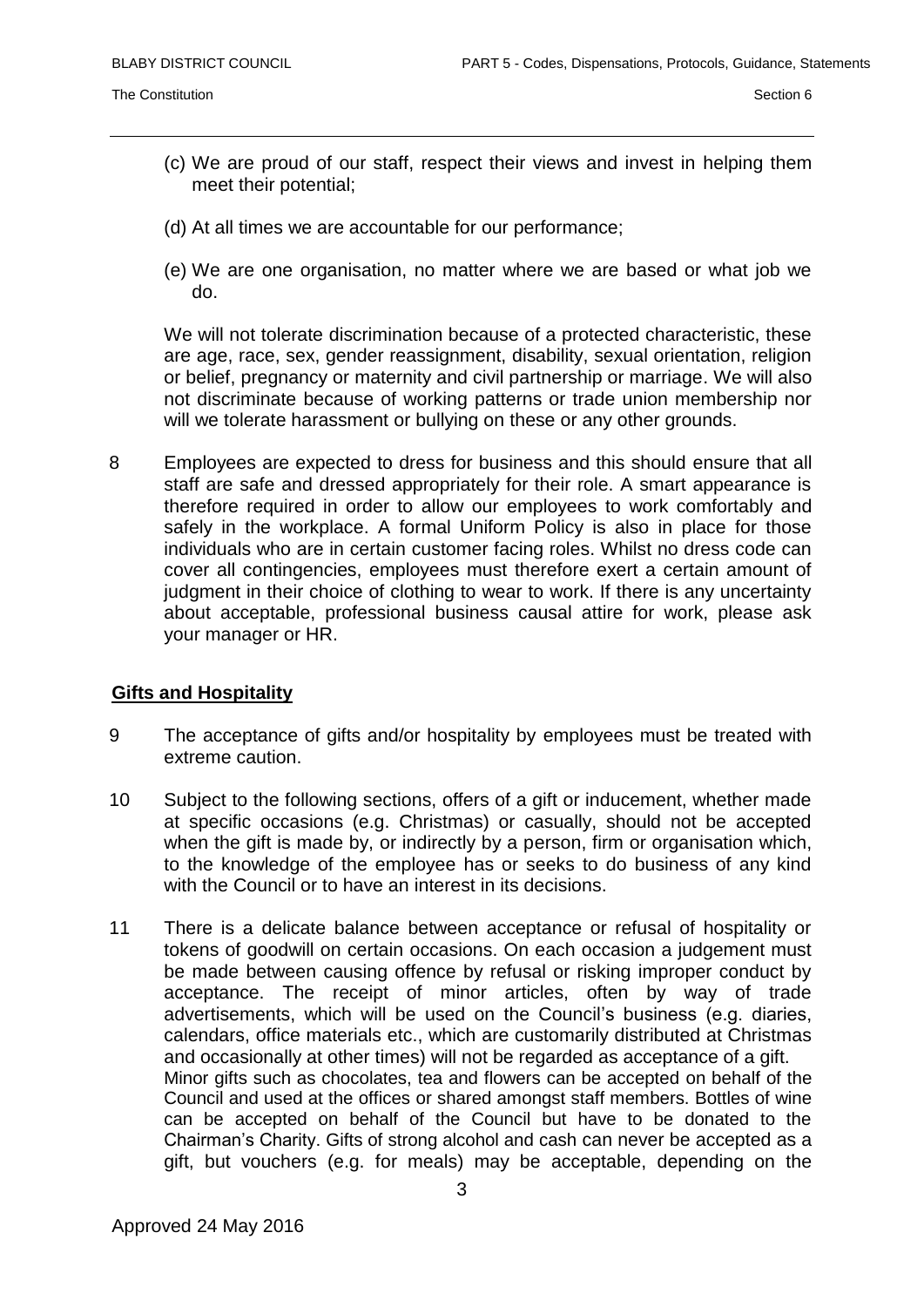(c) We are proud of our staff, respect their views and invest in helping them meet their potential;

(d) At all times we are accountable for our performance;

(e) We are one organisation, no matter where we are based or what job we do.

We will not tolerate discrimination because of a protected characteristic, these are age, race, sex, gender reassignment, disability, sexual orientation, religion or belief, pregnancy or maternity and civil partnership or marriage. We will also not discriminate because of working patterns or trade union membership nor will we tolerate harassment or bullying on these or any other grounds.

8 Employees are expected to dress for business and this should ensure that all staff are safe and dressed appropriately for their role. A smart appearance is therefore required in order to allow our employees to work comfortably and safely in the workplace. A formal Uniform Policy is also in place for those individuals who are in certain customer facing roles. Whilst no dress code can cover all contingencies, employees must therefore exert a certain amount of judgment in their choice of clothing to wear to work. If there is any uncertainty about acceptable, professional business causal attire for work, please ask your manager or HR.

## Gifts and Hospitality

9 The acceptance of gifts and/or hospitality by employees must be treated with extreme caution.

10 Subject to the following sections, offers of a gift or inducement, whether made at specific occasions (e.g. Christmas) or casually, should not be accepted when the gift is made by, or indirectly by a person, firm or organisation which, to the knowledge of the employee has or seeks to do business of any kind with the Council or to have an interest in its decisions.

11 There is a delicate balance between acceptance or refusal of hospitality or tokens of goodwill on certain occasions. On each occasion a judgement must be made between causing offence by refusal or risking improper conduct by acceptance. The receipt of minor articles, often by way of trade advertisements, which will be used on the Council's business (e.g. diaries, calendars, office materials etc., which are customarily distributed at Christmas and occasionally at other times) will not be regarded as acceptance of a gift. Minor gifts such as chocolates, tea and flowers can be accepted on behalf of the Council and used at the offices or shared amongst staff members. Bottles of wine can be accepted on behalf of the Council but have to be donated to the Chairman's Charity. Gifts of strong alcohol and cash can never be accepted as a gift, but vouchers (e.g. for meals) may be acceptable, depending on the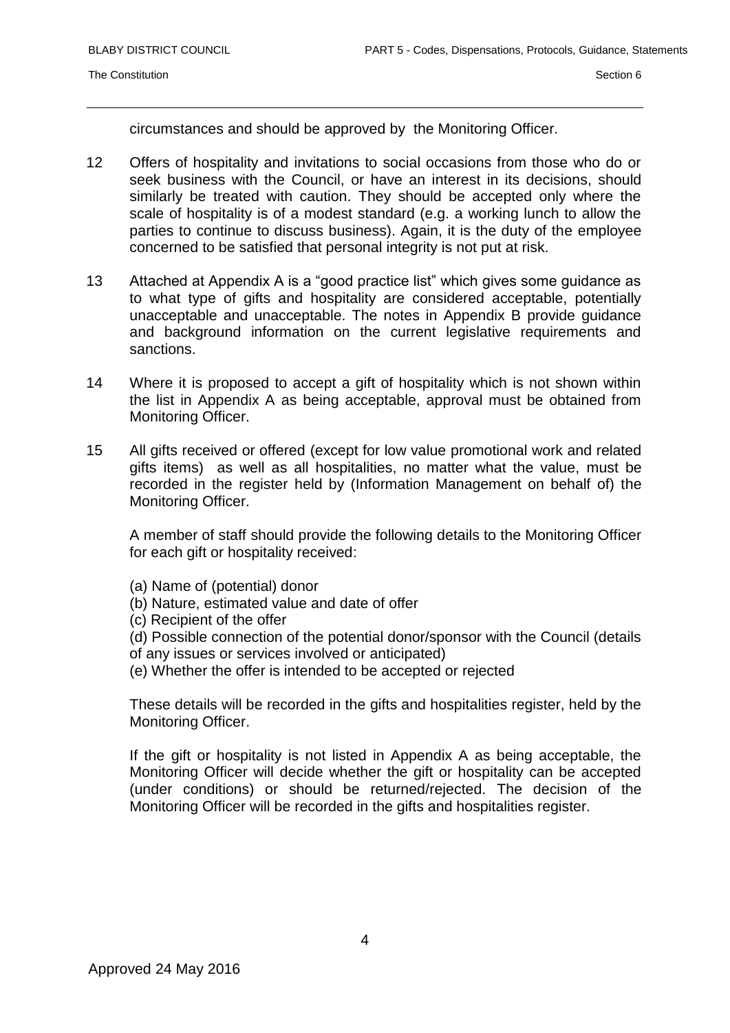circumstances and should be approved by the Monitoring Officer.

12 Offers of hospitality and invitations to social occasions from those who do or seek business with the Council, or have an interest in its decisions, should similarly be treated with caution. They should be accepted only where the scale of hospitality is of a modest standard (e.g. a working lunch to allow the parties to continue to discuss business). Again, it is the duty of the employee concerned to be satisfied that personal integrity is not put at risk.

13 Attached at Appendix A is a "good practice list" which gives some guidance as to what type of gifts and hospitality are considered acceptable, potentially unacceptable and unacceptable. The notes in Appendix B provide guidance and background information on the current legislative requirements and sanctions.

14 Where it is proposed to accept a gift of hospitality which is not shown within the list in Appendix A as being acceptable, approval must be obtained from Monitoring Officer.

15 All gifts received or offered (except for low value promotional work and related gifts items) as well as all hospitalities, no matter what the value, must be recorded in the register held by (Information Management on behalf of) the Monitoring Officer.

A member of staff should provide the following details to the Monitoring Officer for each gift or hospitality received:

(a) Name of (potential) donor
(b) Nature, estimated value and date of offer
(c) Recipient of the offer
(d) Possible connection of the potential donor/sponsor with the Council (details of any issues or services involved or anticipated)
(e) Whether the offer is intended to be accepted or rejected

These details will be recorded in the gifts and hospitalities register, held by the Monitoring Officer.

If the gift or hospitality is not listed in Appendix A as being acceptable, the Monitoring Officer will decide whether the gift or hospitality can be accepted (under conditions) or should be returned/rejected. The decision of the Monitoring Officer will be recorded in the gifts and hospitalities register.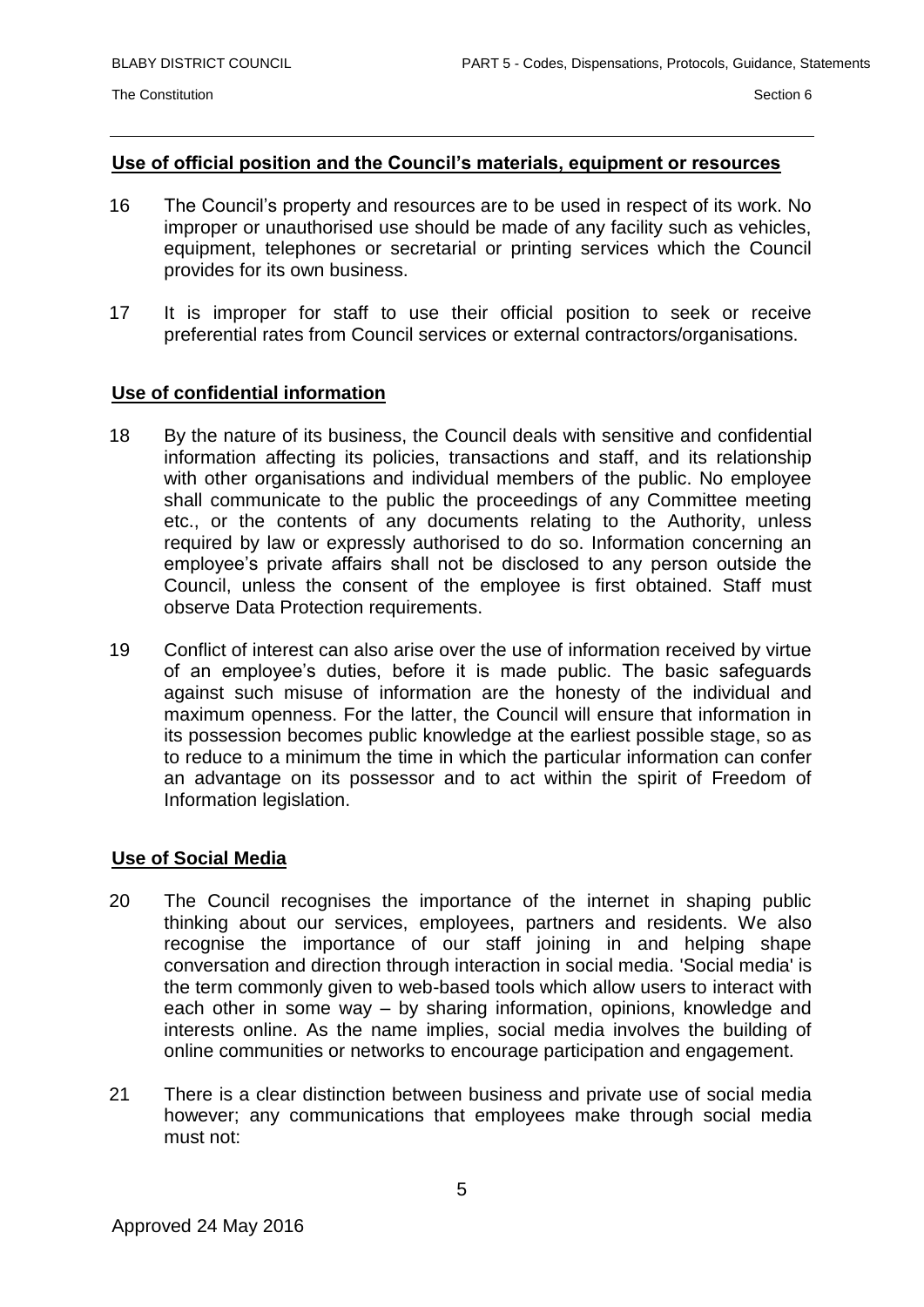## Use of official position and the Council's materials, equipment or resources

16 The Council's property and resources are to be used in respect of its work. No improper or unauthorised use should be made of any facility such as vehicles, equipment, telephones or secretarial or printing services which the Council provides for its own business.

17 It is improper for staff to use their official position to seek or receive preferential rates from Council services or external contractors/organisations.

## Use of confidential information

18 By the nature of its business, the Council deals with sensitive and confidential information affecting its policies, transactions and staff, and its relationship with other organisations and individual members of the public. No employee shall communicate to the public the proceedings of any Committee meeting etc., or the contents of any documents relating to the Authority, unless required by law or expressly authorised to do so. Information concerning an employee's private affairs shall not be disclosed to any person outside the Council, unless the consent of the employee is first obtained. Staff must observe Data Protection requirements.

19 Conflict of interest can also arise over the use of information received by virtue of an employee's duties, before it is made public. The basic safeguards against such misuse of information are the honesty of the individual and maximum openness. For the latter, the Council will ensure that information in its possession becomes public knowledge at the earliest possible stage, so as to reduce to a minimum the time in which the particular information can confer an advantage on its possessor and to act within the spirit of Freedom of Information legislation.

## Use of Social Media

20 The Council recognises the importance of the internet in shaping public thinking about our services, employees, partners and residents. We also recognise the importance of our staff joining in and helping shape conversation and direction through interaction in social media. 'Social media' is the term commonly given to web-based tools which allow users to interact with each other in some way – by sharing information, opinions, knowledge and interests online. As the name implies, social media involves the building of online communities or networks to encourage participation and engagement.

21 There is a clear distinction between business and private use of social media however; any communications that employees make through social media must not: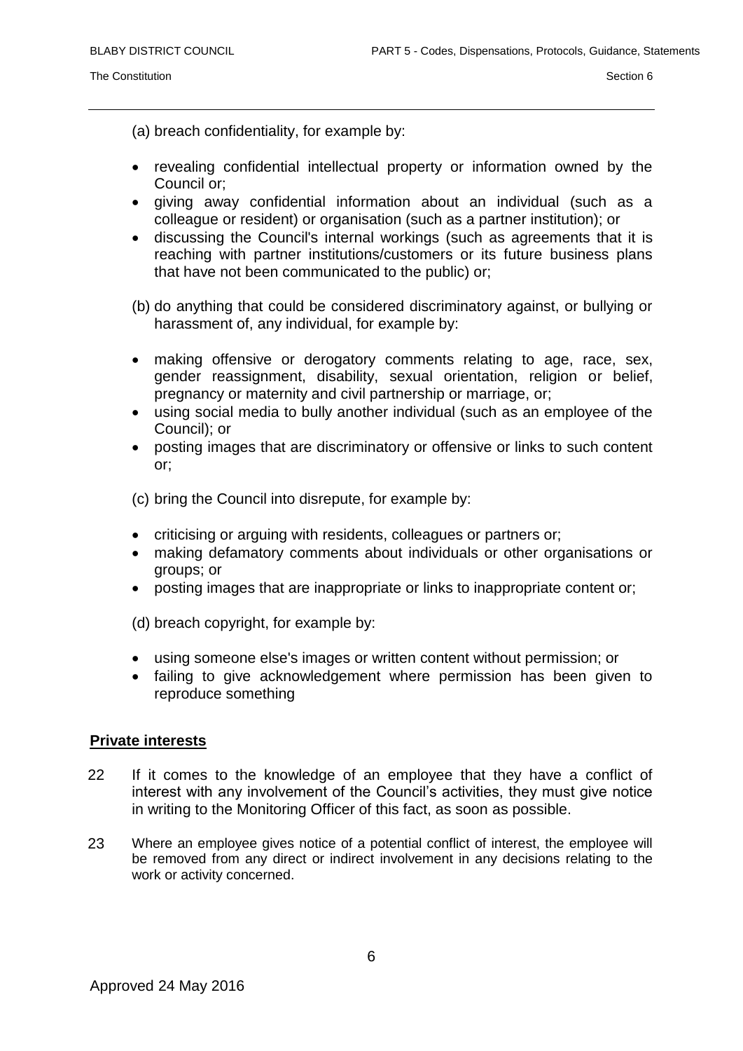(a) breach confidentiality, for example by:

- revealing confidential intellectual property or information owned by the Council or;
- giving away confidential information about an individual (such as a colleague or resident) or organisation (such as a partner institution); or
- discussing the Council's internal workings (such as agreements that it is reaching with partner institutions/customers or its future business plans that have not been communicated to the public) or;

(b) do anything that could be considered discriminatory against, or bullying or harassment of, any individual, for example by:

- making offensive or derogatory comments relating to age, race, sex, gender reassignment, disability, sexual orientation, religion or belief, pregnancy or maternity and civil partnership or marriage, or;
- using social media to bully another individual (such as an employee of the Council); or
- posting images that are discriminatory or offensive or links to such content or;

(c) bring the Council into disrepute, for example by:

- criticising or arguing with residents, colleagues or partners or;
- making defamatory comments about individuals or other organisations or groups; or
- posting images that are inappropriate or links to inappropriate content or;

(d) breach copyright, for example by:

- using someone else's images or written content without permission; or
- failing to give acknowledgement where permission has been given to reproduce something

## Private interests

22 If it comes to the knowledge of an employee that they have a conflict of interest with any involvement of the Council's activities, they must give notice in writing to the Monitoring Officer of this fact, as soon as possible.

23 Where an employee gives notice of a potential conflict of interest, the employee will be removed from any direct or indirect involvement in any decisions relating to the work or activity concerned.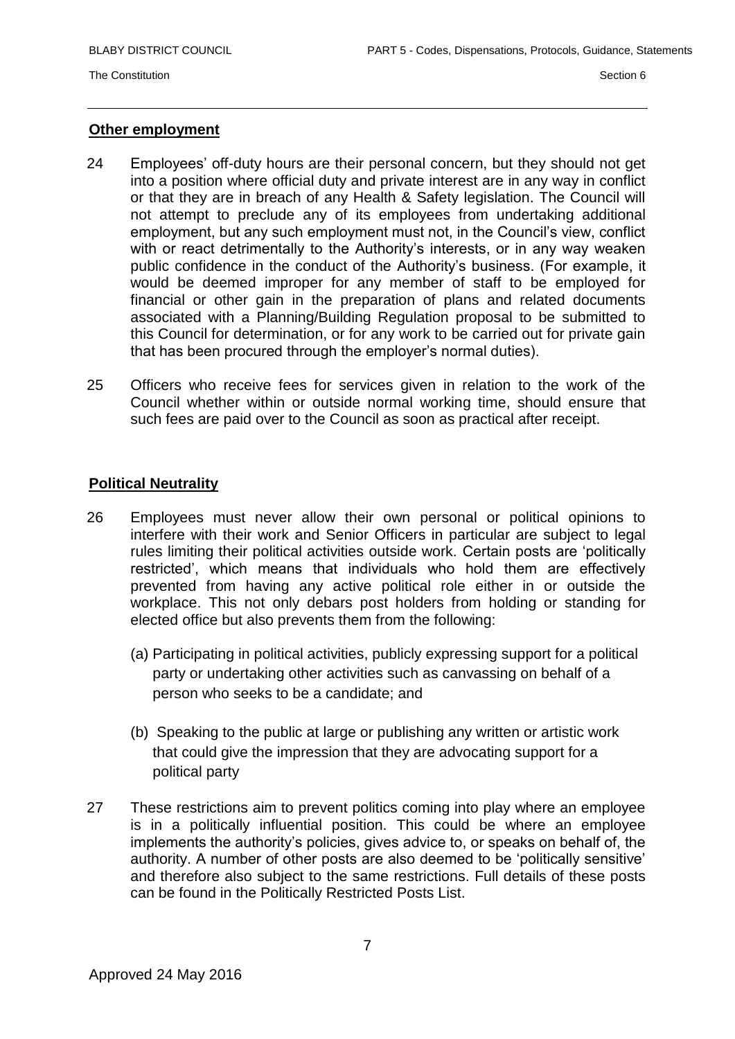## Other employment

24 Employees' off-duty hours are their personal concern, but they should not get into a position where official duty and private interest are in any way in conflict or that they are in breach of any Health & Safety legislation. The Council will not attempt to preclude any of its employees from undertaking additional employment, but any such employment must not, in the Council's view, conflict with or react detrimentally to the Authority's interests, or in any way weaken public confidence in the conduct of the Authority's business. (For example, it would be deemed improper for any member of staff to be employed for financial or other gain in the preparation of plans and related documents associated with a Planning/Building Regulation proposal to be submitted to this Council for determination, or for any work to be carried out for private gain that has been procured through the employer's normal duties).

25 Officers who receive fees for services given in relation to the work of the Council whether within or outside normal working time, should ensure that such fees are paid over to the Council as soon as practical after receipt.

## Political Neutrality

26 Employees must never allow their own personal or political opinions to interfere with their work and Senior Officers in particular are subject to legal rules limiting their political activities outside work. Certain posts are 'politically restricted', which means that individuals who hold them are effectively prevented from having any active political role either in or outside the workplace. This not only debars post holders from holding or standing for elected office but also prevents them from the following:

(a) Participating in political activities, publicly expressing support for a political party or undertaking other activities such as canvassing on behalf of a person who seeks to be a candidate; and

(b) Speaking to the public at large or publishing any written or artistic work that could give the impression that they are advocating support for a political party

27 These restrictions aim to prevent politics coming into play where an employee is in a politically influential position. This could be where an employee implements the authority's policies, gives advice to, or speaks on behalf of, the authority. A number of other posts are also deemed to be 'politically sensitive' and therefore also subject to the same restrictions. Full details of these posts can be found in the Politically Restricted Posts List.

Approved 24 May 2016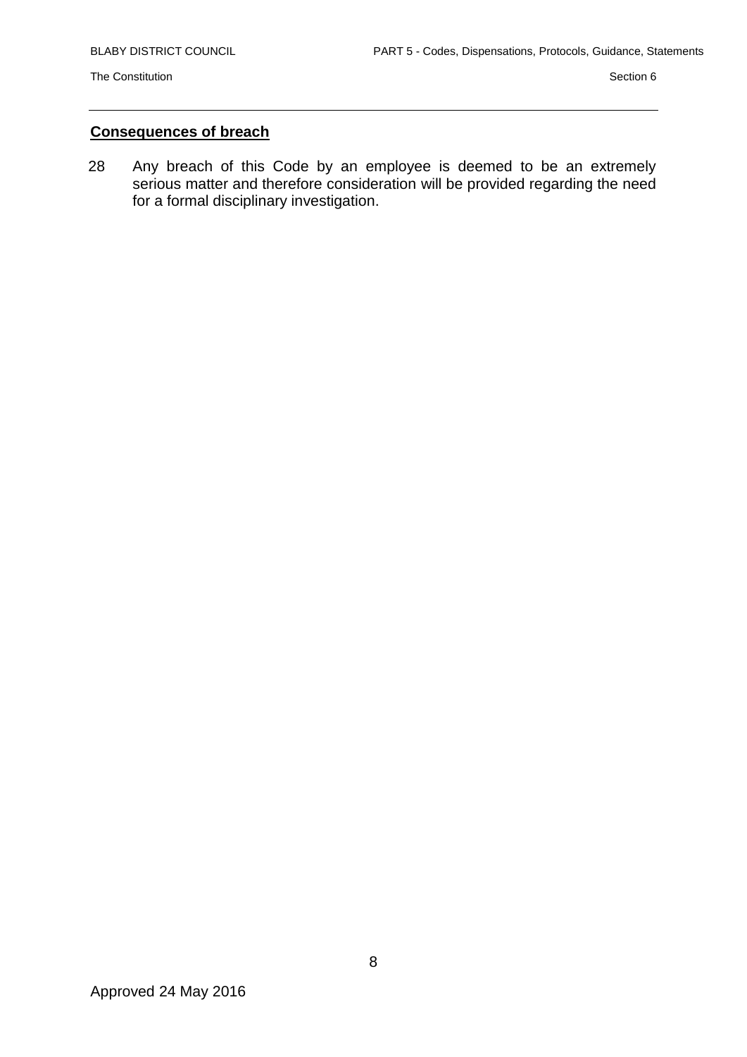**Consequences of breach**

28 Any breach of this Code by an employee is deemed to be an extremely serious matter and therefore consideration will be provided regarding the need for a formal disciplinary investigation.

Approved 24 May 2016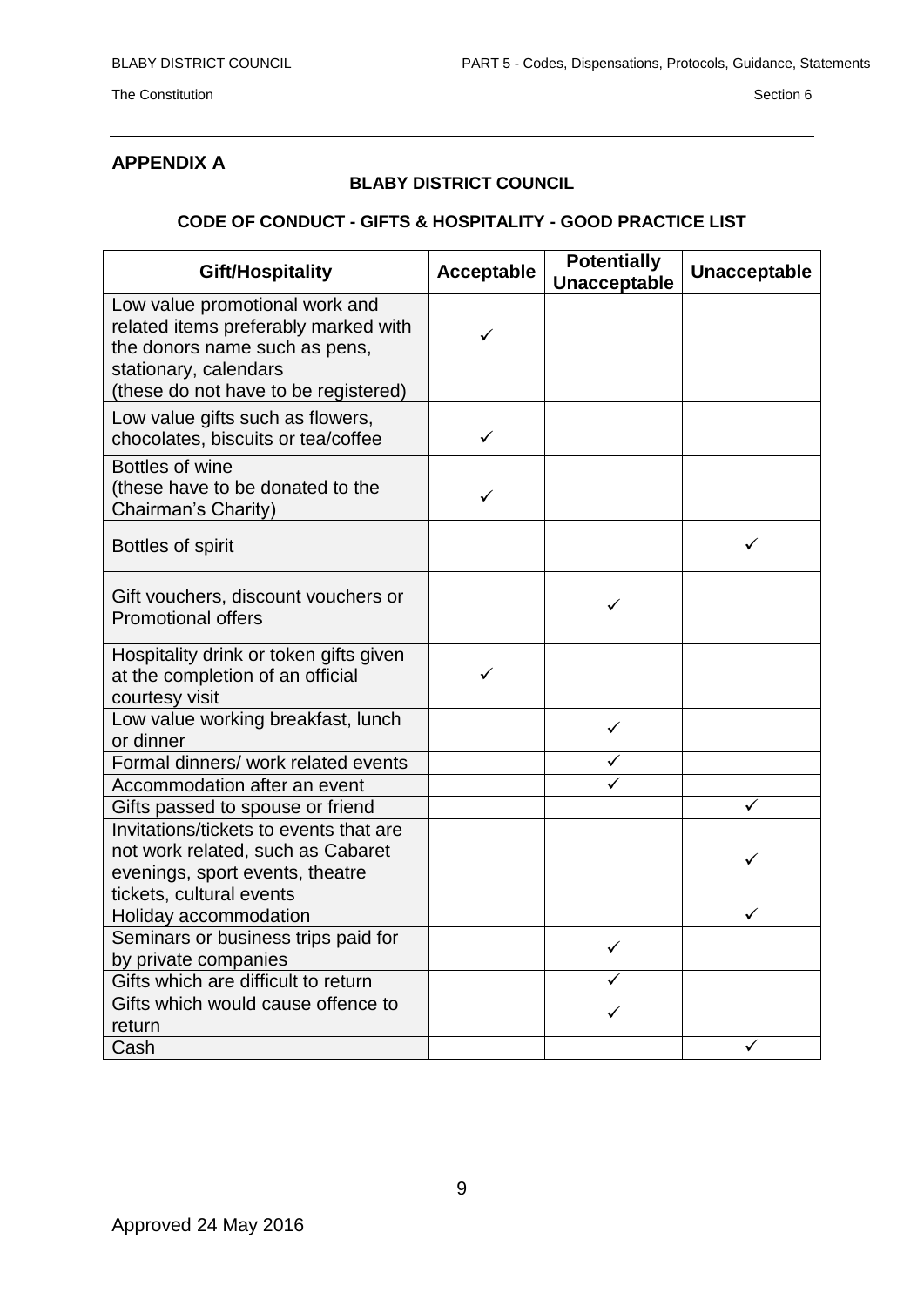## APPENDIX A

**BLABY DISTRICT COUNCIL**

**CODE OF CONDUCT - GIFTS & HOSPITALITY - GOOD PRACTICE LIST**

| Gift/Hospitality | Acceptable | Potentially Unacceptable | Unacceptable |
|---|---|---|---|
| Low value promotional work and related items preferably marked with the donors name such as pens, stationary, calendars (these do not have to be registered) | ✓ | | |
| Low value gifts such as flowers, chocolates, biscuits or tea/coffee | ✓ | | |
| Bottles of wine (these have to be donated to the Chairman's Charity) | ✓ | | |
| Bottles of spirit | | | ✓ |
| Gift vouchers, discount vouchers or Promotional offers | | ✓ | |
| Hospitality drink or token gifts given at the completion of an official courtesy visit | ✓ | | |
| Low value working breakfast, lunch or dinner | | ✓ | |
| Formal dinners/ work related events | | ✓ | |
| Accommodation after an event | | ✓ | |
| Gifts passed to spouse or friend | | | ✓ |
| Invitations/tickets to events that are not work related, such as Cabaret evenings, sport events, theatre tickets, cultural events | | | ✓ |
| Holiday accommodation | | | ✓ |
| Seminars or business trips paid for by private companies | | ✓ | |
| Gifts which are difficult to return | | ✓ | |
| Gifts which would cause offence to return | | ✓ | |
| Cash | | | ✓ |

Approved 24 May 2016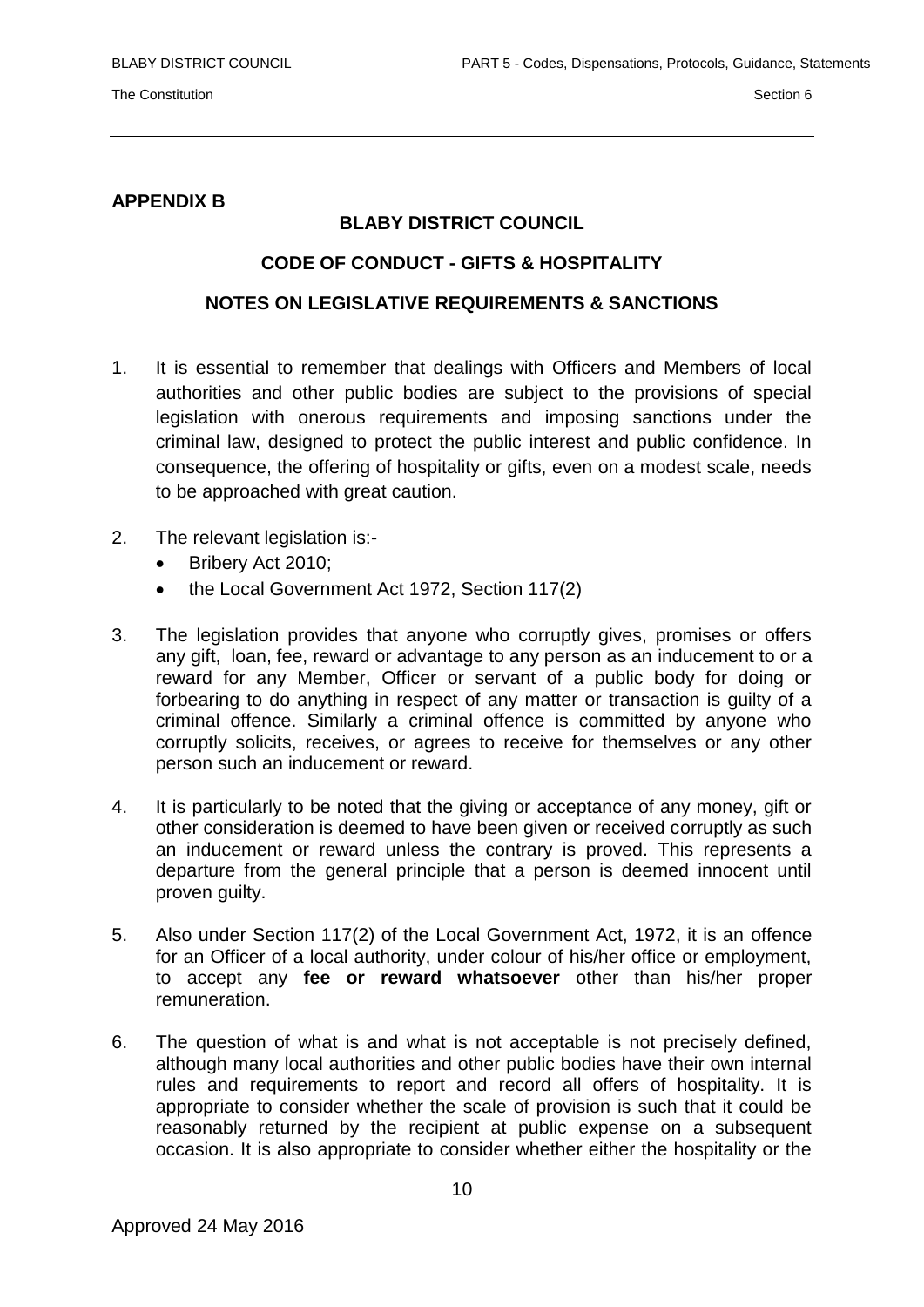**APPENDIX B**

**BLABY DISTRICT COUNCIL**

**CODE OF CONDUCT - GIFTS & HOSPITALITY**

**NOTES ON LEGISLATIVE REQUIREMENTS & SANCTIONS**

1. It is essential to remember that dealings with Officers and Members of local authorities and other public bodies are subject to the provisions of special legislation with onerous requirements and imposing sanctions under the criminal law, designed to protect the public interest and public confidence. In consequence, the offering of hospitality or gifts, even on a modest scale, needs to be approached with great caution.

2. The relevant legislation is:-
   - Bribery Act 2010;
   - the Local Government Act 1972, Section 117(2)

3. The legislation provides that anyone who corruptly gives, promises or offers any gift, loan, fee, reward or advantage to any person as an inducement to or a reward for any Member, Officer or servant of a public body for doing or forbearing to do anything in respect of any matter or transaction is guilty of a criminal offence. Similarly a criminal offence is committed by anyone who corruptly solicits, receives, or agrees to receive for themselves or any other person such an inducement or reward.

4. It is particularly to be noted that the giving or acceptance of any money, gift or other consideration is deemed to have been given or received corruptly as such an inducement or reward unless the contrary is proved. This represents a departure from the general principle that a person is deemed innocent until proven guilty.

5. Also under Section 117(2) of the Local Government Act, 1972, it is an offence for an Officer of a local authority, under colour of his/her office or employment, to accept any **fee or reward whatsoever** other than his/her proper remuneration.

6. The question of what is and what is not acceptable is not precisely defined, although many local authorities and other public bodies have their own internal rules and requirements to report and record all offers of hospitality. It is appropriate to consider whether the scale of provision is such that it could be reasonably returned by the recipient at public expense on a subsequent occasion. It is also appropriate to consider whether either the hospitality or the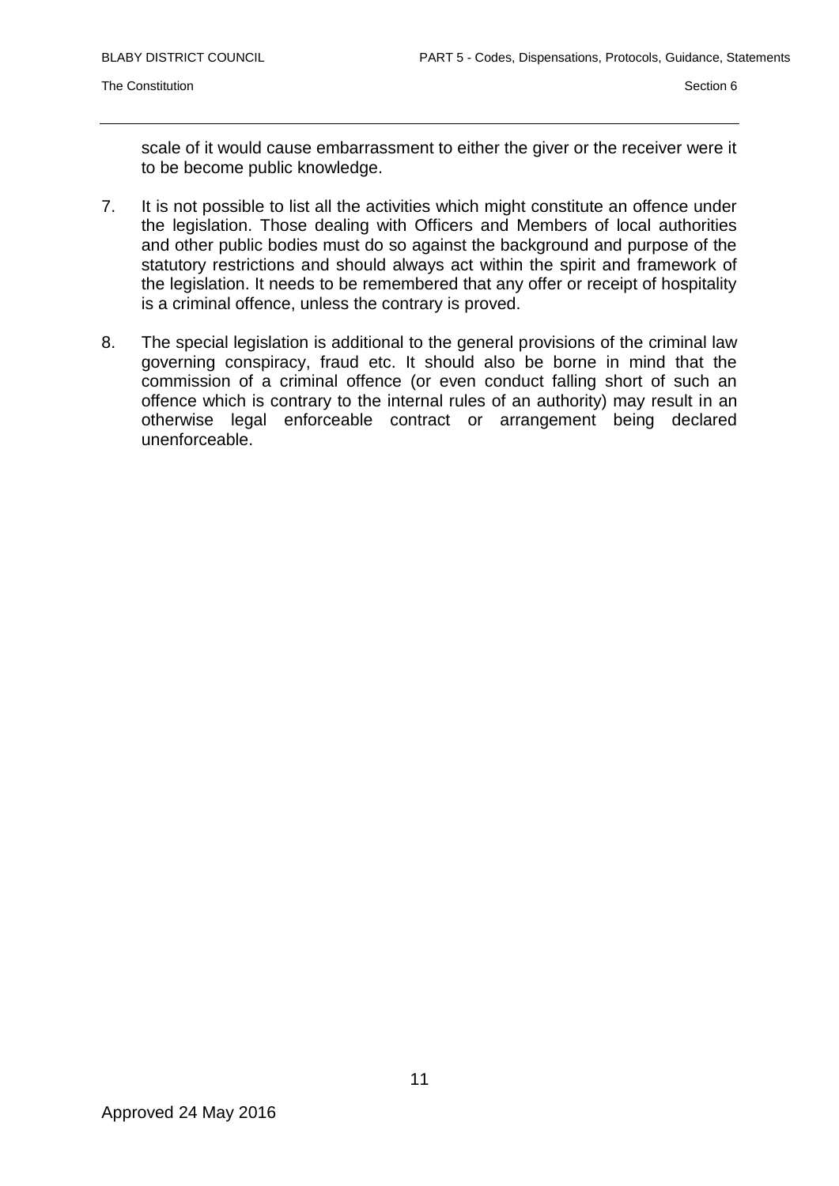scale of it would cause embarrassment to either the giver or the receiver were it to be become public knowledge.

7. It is not possible to list all the activities which might constitute an offence under the legislation. Those dealing with Officers and Members of local authorities and other public bodies must do so against the background and purpose of the statutory restrictions and should always act within the spirit and framework of the legislation. It needs to be remembered that any offer or receipt of hospitality is a criminal offence, unless the contrary is proved.

8. The special legislation is additional to the general provisions of the criminal law governing conspiracy, fraud etc. It should also be borne in mind that the commission of a criminal offence (or even conduct falling short of such an offence which is contrary to the internal rules of an authority) may result in an otherwise legal enforceable contract or arrangement being declared unenforceable.